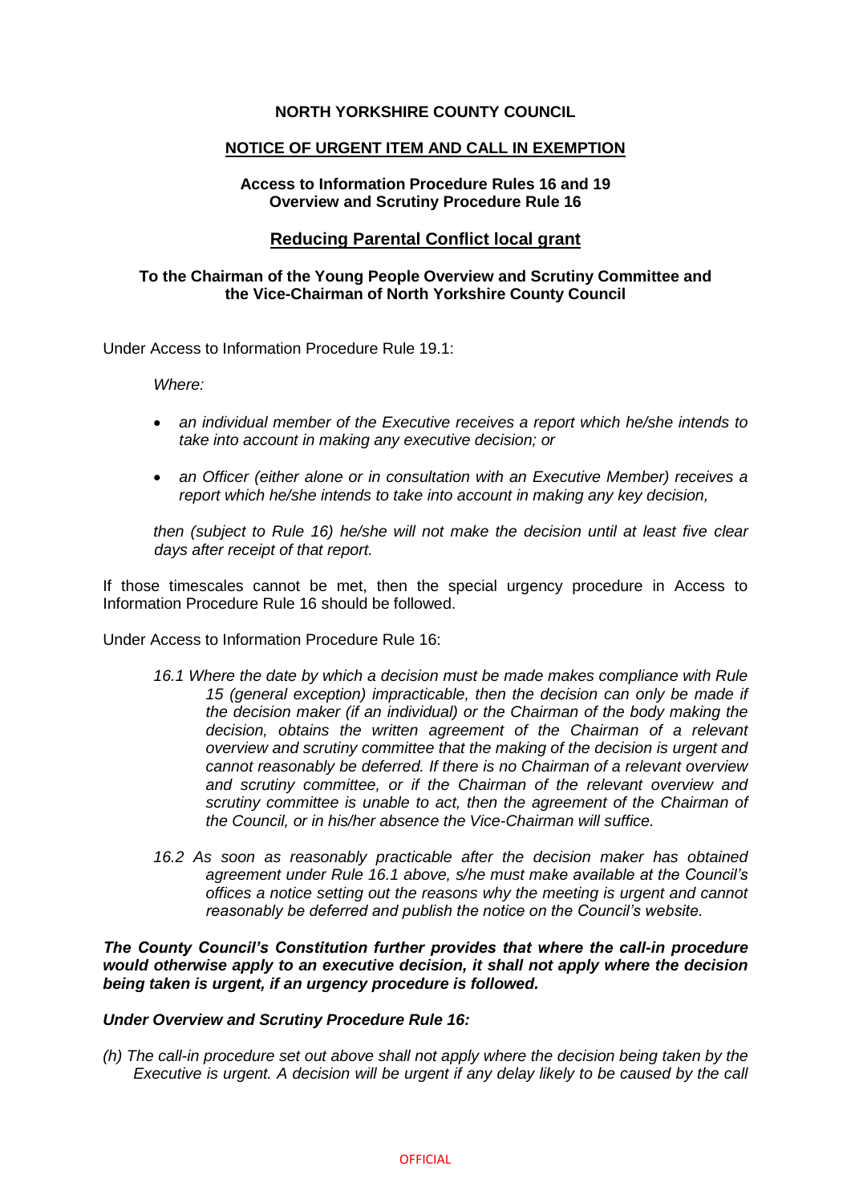**NORTH YORKSHIRE COUNTY COUNCIL**

**NOTICE OF URGENT ITEM AND CALL IN EXEMPTION**

**Access to Information Procedure Rules 16 and 19**
**Overview and Scrutiny Procedure Rule 16**

**Reducing Parental Conflict local grant**

**To the Chairman of the Young People Overview and Scrutiny Committee and the Vice-Chairman of North Yorkshire County Council**

Under Access to Information Procedure Rule 19.1:

*Where:*

- *an individual member of the Executive receives a report which he/she intends to take into account in making any executive decision; or*
- *an Officer (either alone or in consultation with an Executive Member) receives a report which he/she intends to take into account in making any key decision,*

*then (subject to Rule 16) he/she will not make the decision until at least five clear days after receipt of that report.*

If those timescales cannot be met, then the special urgency procedure in Access to Information Procedure Rule 16 should be followed.

Under Access to Information Procedure Rule 16:

*16.1 Where the date by which a decision must be made makes compliance with Rule 15 (general exception) impracticable, then the decision can only be made if the decision maker (if an individual) or the Chairman of the body making the decision, obtains the written agreement of the Chairman of a relevant overview and scrutiny committee that the making of the decision is urgent and cannot reasonably be deferred. If there is no Chairman of a relevant overview and scrutiny committee, or if the Chairman of the relevant overview and scrutiny committee is unable to act, then the agreement of the Chairman of the Council, or in his/her absence the Vice-Chairman will suffice.*

*16.2 As soon as reasonably practicable after the decision maker has obtained agreement under Rule 16.1 above, s/he must make available at the Council's offices a notice setting out the reasons why the meeting is urgent and cannot reasonably be deferred and publish the notice on the Council's website.*

***The County Council's Constitution further provides that where the call-in procedure would otherwise apply to an executive decision, it shall not apply where the decision being taken is urgent, if an urgency procedure is followed.***

***Under Overview and Scrutiny Procedure Rule 16:***

*(h) The call-in procedure set out above shall not apply where the decision being taken by the Executive is urgent. A decision will be urgent if any delay likely to be caused by the call*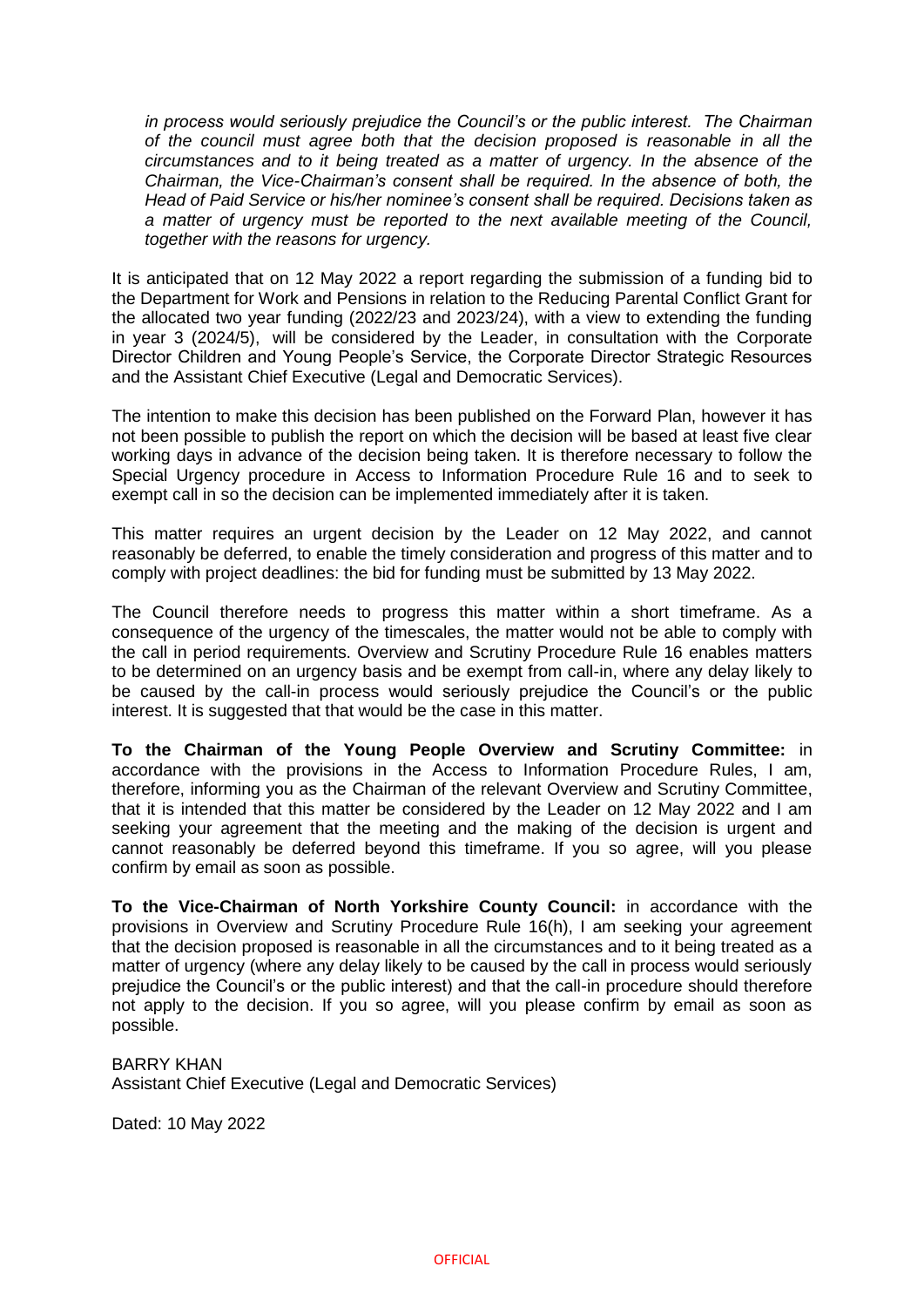*in process would seriously prejudice the Council's or the public interest. The Chairman of the council must agree both that the decision proposed is reasonable in all the circumstances and to it being treated as a matter of urgency. In the absence of the Chairman, the Vice-Chairman's consent shall be required. In the absence of both, the Head of Paid Service or his/her nominee's consent shall be required. Decisions taken as a matter of urgency must be reported to the next available meeting of the Council, together with the reasons for urgency.*

It is anticipated that on 12 May 2022 a report regarding the submission of a funding bid to the Department for Work and Pensions in relation to the Reducing Parental Conflict Grant for the allocated two year funding (2022/23 and 2023/24), with a view to extending the funding in year 3 (2024/5), will be considered by the Leader, in consultation with the Corporate Director Children and Young People's Service, the Corporate Director Strategic Resources and the Assistant Chief Executive (Legal and Democratic Services).

The intention to make this decision has been published on the Forward Plan, however it has not been possible to publish the report on which the decision will be based at least five clear working days in advance of the decision being taken. It is therefore necessary to follow the Special Urgency procedure in Access to Information Procedure Rule 16 and to seek to exempt call in so the decision can be implemented immediately after it is taken.

This matter requires an urgent decision by the Leader on 12 May 2022, and cannot reasonably be deferred, to enable the timely consideration and progress of this matter and to comply with project deadlines: the bid for funding must be submitted by 13 May 2022.

The Council therefore needs to progress this matter within a short timeframe. As a consequence of the urgency of the timescales, the matter would not be able to comply with the call in period requirements. Overview and Scrutiny Procedure Rule 16 enables matters to be determined on an urgency basis and be exempt from call-in, where any delay likely to be caused by the call-in process would seriously prejudice the Council's or the public interest. It is suggested that that would be the case in this matter.

**To the Chairman of the Young People Overview and Scrutiny Committee:** in accordance with the provisions in the Access to Information Procedure Rules, I am, therefore, informing you as the Chairman of the relevant Overview and Scrutiny Committee, that it is intended that this matter be considered by the Leader on 12 May 2022 and I am seeking your agreement that the meeting and the making of the decision is urgent and cannot reasonably be deferred beyond this timeframe. If you so agree, will you please confirm by email as soon as possible.

**To the Vice-Chairman of North Yorkshire County Council:** in accordance with the provisions in Overview and Scrutiny Procedure Rule 16(h), I am seeking your agreement that the decision proposed is reasonable in all the circumstances and to it being treated as a matter of urgency (where any delay likely to be caused by the call in process would seriously prejudice the Council's or the public interest) and that the call-in procedure should therefore not apply to the decision. If you so agree, will you please confirm by email as soon as possible.

BARRY KHAN
Assistant Chief Executive (Legal and Democratic Services)

Dated: 10 May 2022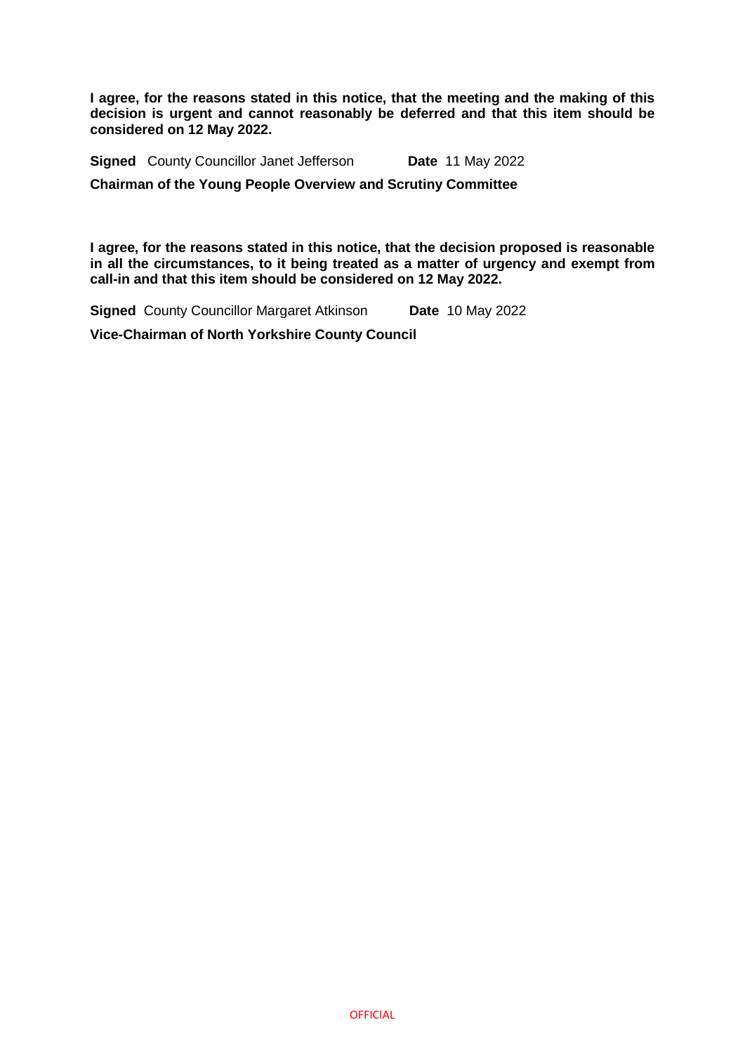**I agree, for the reasons stated in this notice, that the meeting and the making of this decision is urgent and cannot reasonably be deferred and that this item should be considered on 12 May 2022.**

**Signed** County Councillor Janet Jefferson **Date** 11 May 2022

**Chairman of the Young People Overview and Scrutiny Committee**

**I agree, for the reasons stated in this notice, that the decision proposed is reasonable in all the circumstances, to it being treated as a matter of urgency and exempt from call-in and that this item should be considered on 12 May 2022.**

**Signed** County Councillor Margaret Atkinson **Date** 10 May 2022

**Vice-Chairman of North Yorkshire County Council**